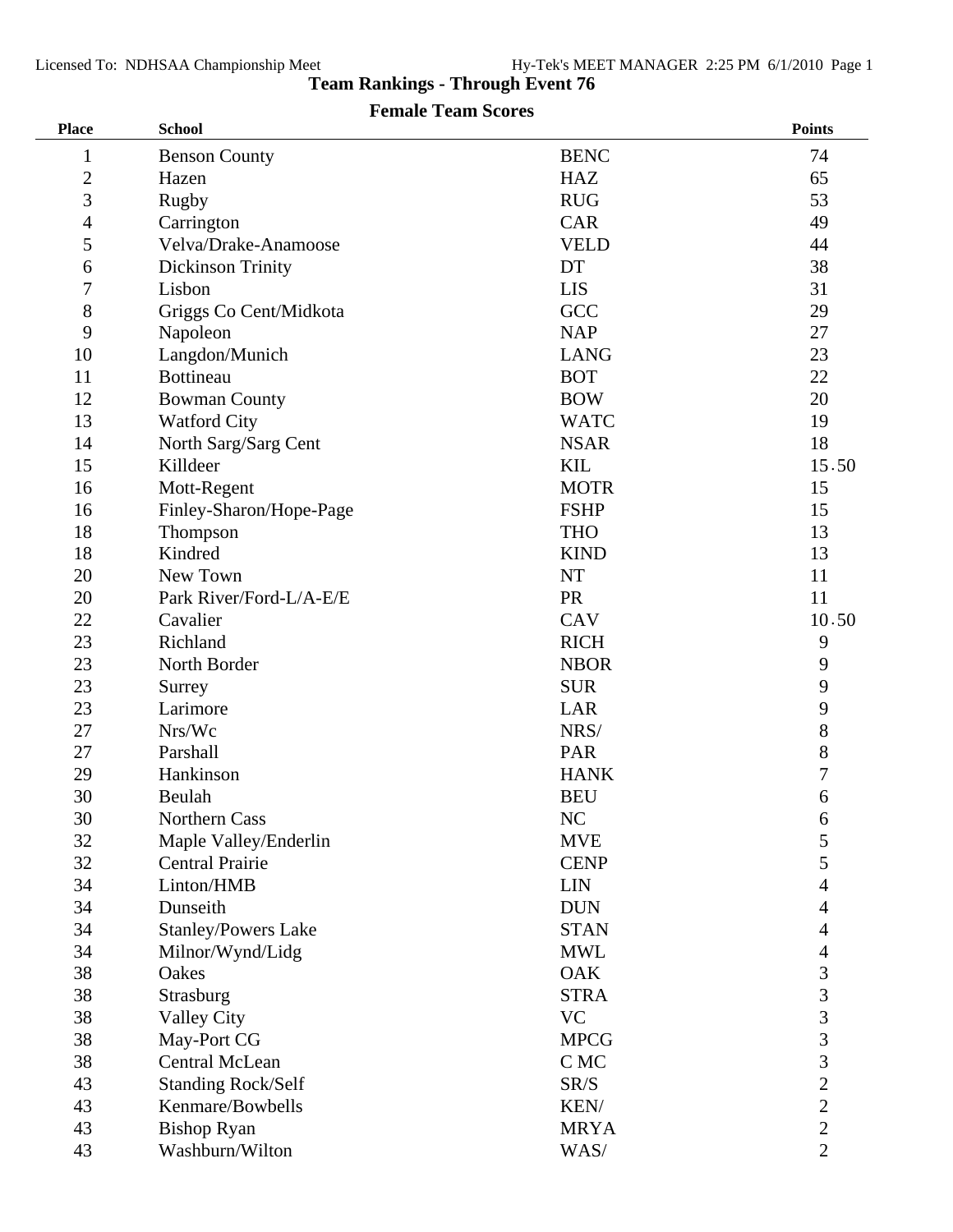# Team Rankings - Through Event 76

## Female Team Scores

| Place | School | | Points |
|---|---|---|---|
| 1 | Benson County | BENC | 74 |
| 2 | Hazen | HAZ | 65 |
| 3 | Rugby | RUG | 53 |
| 4 | Carrington | CAR | 49 |
| 5 | Velva/Drake-Anamoose | VELD | 44 |
| 6 | Dickinson Trinity | DT | 38 |
| 7 | Lisbon | LIS | 31 |
| 8 | Griggs Co Cent/Midkota | GCC | 29 |
| 9 | Napoleon | NAP | 27 |
| 10 | Langdon/Munich | LANG | 23 |
| 11 | Bottineau | BOT | 22 |
| 12 | Bowman County | BOW | 20 |
| 13 | Watford City | WATC | 19 |
| 14 | North Sarg/Sarg Cent | NSAR | 18 |
| 15 | Killdeer | KIL | 15.50 |
| 16 | Mott-Regent | MOTR | 15 |
| 16 | Finley-Sharon/Hope-Page | FSHP | 15 |
| 18 | Thompson | THO | 13 |
| 18 | Kindred | KIND | 13 |
| 20 | New Town | NT | 11 |
| 20 | Park River/Ford-L/A-E/E | PR | 11 |
| 22 | Cavalier | CAV | 10.50 |
| 23 | Richland | RICH | 9 |
| 23 | North Border | NBOR | 9 |
| 23 | Surrey | SUR | 9 |
| 23 | Larimore | LAR | 9 |
| 27 | Nrs/Wc | NRS/ | 8 |
| 27 | Parshall | PAR | 8 |
| 29 | Hankinson | HANK | 7 |
| 30 | Beulah | BEU | 6 |
| 30 | Northern Cass | NC | 6 |
| 32 | Maple Valley/Enderlin | MVE | 5 |
| 32 | Central Prairie | CENP | 5 |
| 34 | Linton/HMB | LIN | 4 |
| 34 | Dunseith | DUN | 4 |
| 34 | Stanley/Powers Lake | STAN | 4 |
| 34 | Milnor/Wynd/Lidg | MWL | 4 |
| 38 | Oakes | OAK | 3 |
| 38 | Strasburg | STRA | 3 |
| 38 | Valley City | VC | 3 |
| 38 | May-Port CG | MPCG | 3 |
| 38 | Central McLean | C MC | 3 |
| 43 | Standing Rock/Self | SR/S | 2 |
| 43 | Kenmare/Bowbells | KEN/ | 2 |
| 43 | Bishop Ryan | MRYA | 2 |
| 43 | Washburn/Wilton | WAS/ | 2 |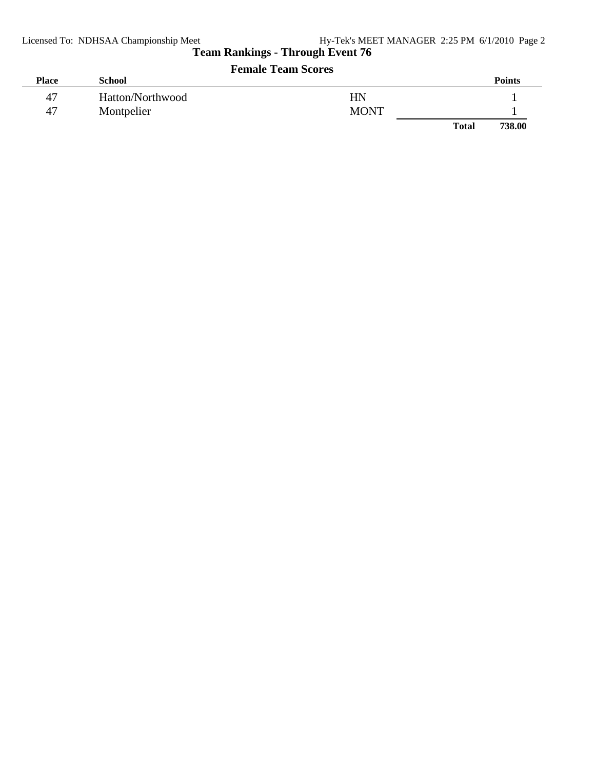## Team Rankings - Through Event 76

### Female Team Scores

| Place | School | | Points |
|---|---|---|---|
| 47 | Hatton/Northwood | HN | 1 |
| 47 | Montpelier | MONT | 1 |
| | | **Total** | **738.00** |